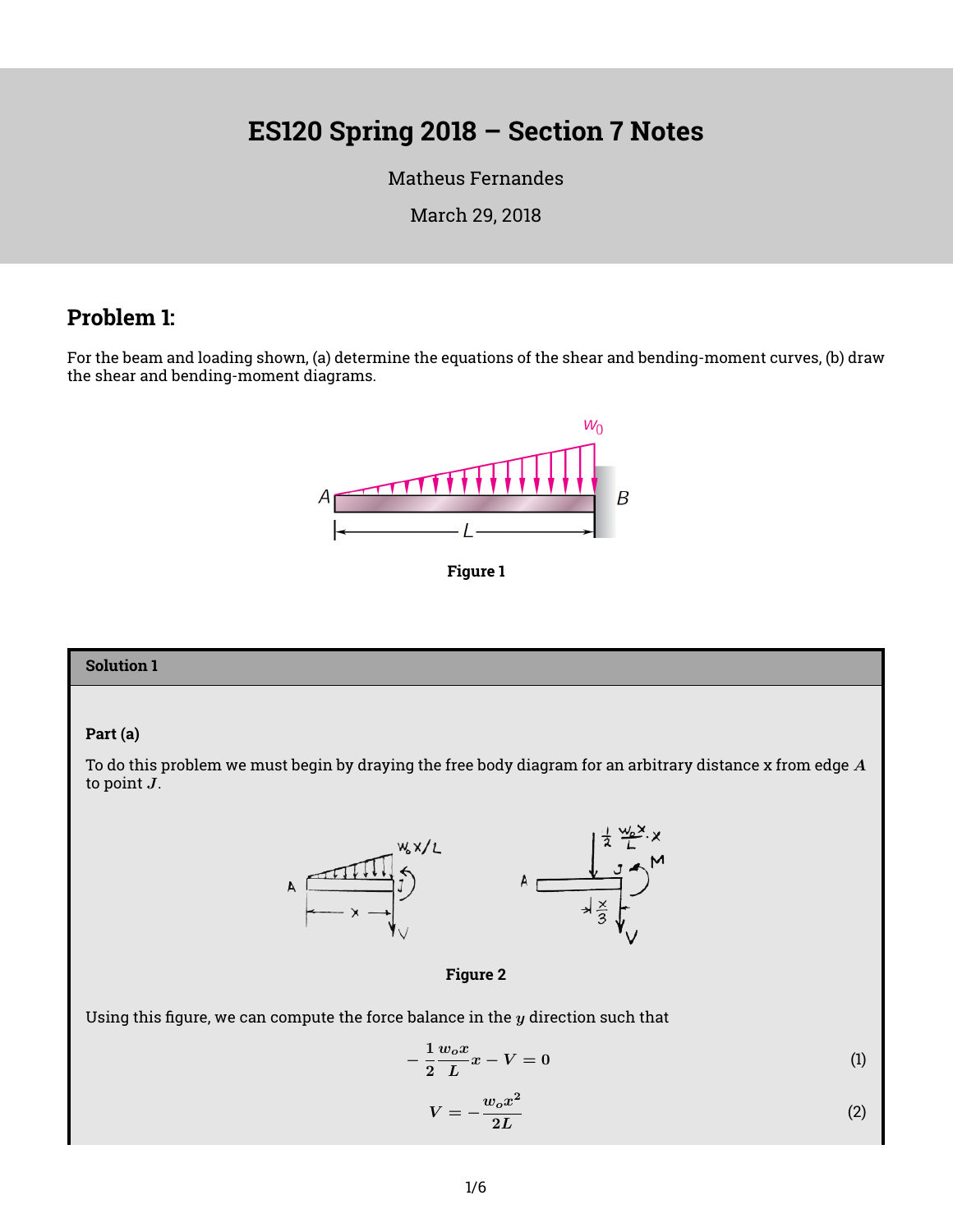# ES120 Spring 2018 – Section 7 Notes

Matheus Fernandes

March 29, 2018

## Problem 1:

For the beam and loading shown, (a) determine the equations of the shear and bending-moment curves, (b) draw the shear and bending-moment diagrams.

**Figure 1**

### Solution 1

**Part (a)**

To do this problem we must begin by draying the free body diagram for an arbitrary distance x from edge $A$ to point $J$.

**Figure 2**

Using this figure, we can compute the force balance in the $y$ direction such that

$$-\frac{1}{2}\frac{w_o x}{L}x - V = 0 \tag{1}$$

$$V = -\frac{w_o x^2}{2L} \tag{2}$$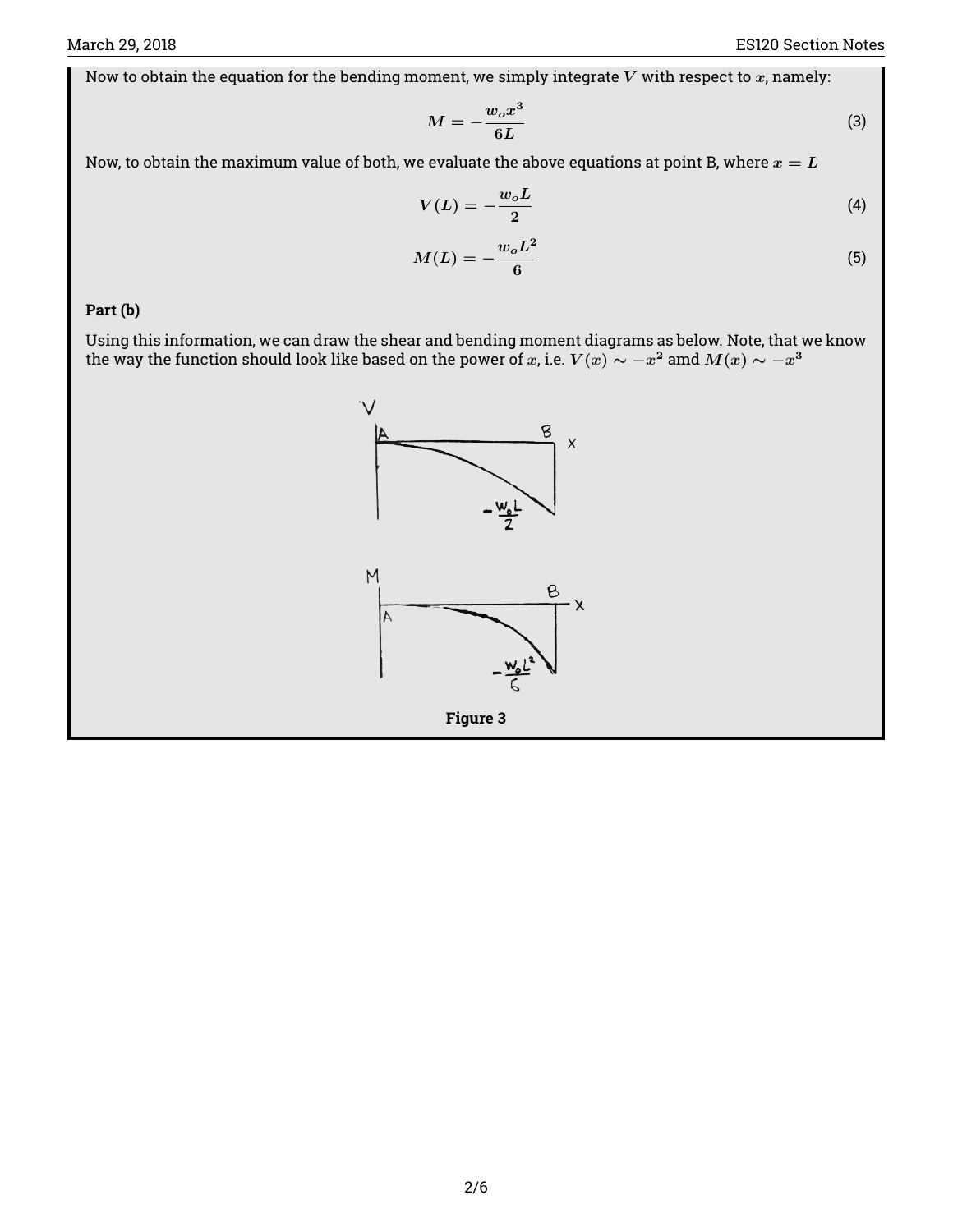Now to obtain the equation for the bending moment, we simply integrate $V$ with respect to $x$, namely:

$$M = -\frac{w_o x^3}{6L} \tag{3}$$

Now, to obtain the maximum value of both, we evaluate the above equations at point B, where $x = L$

$$V(L) = -\frac{w_o L}{2} \tag{4}$$

$$M(L) = -\frac{w_o L^2}{6} \tag{5}$$

**Part (b)**

Using this information, we can draw the shear and bending moment diagrams as below. Note, that we know the way the function should look like based on the power of $x$, i.e. $V(x) \sim -x^2$ amd $M(x) \sim -x^3$

**Figure 3**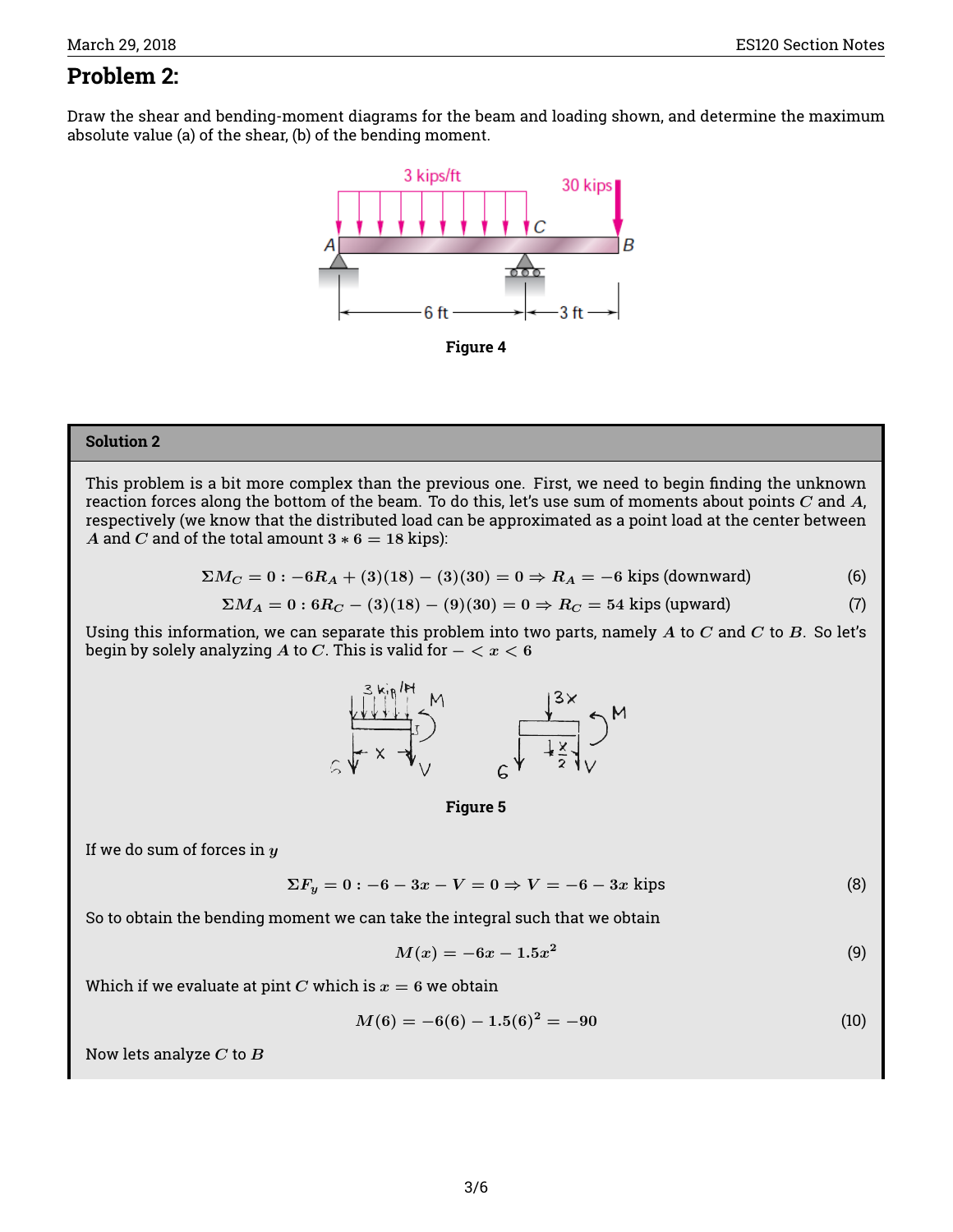## Problem 2:

Draw the shear and bending-moment diagrams for the beam and loading shown, and determine the maximum absolute value (a) of the shear, (b) of the bending moment.

Figure 4

### Solution 2

This problem is a bit more complex than the previous one. First, we need to begin finding the unknown reaction forces along the bottom of the beam. To do this, let's use sum of moments about points $C$ and $A$, respectively (we know that the distributed load can be approximated as a point load at the center between $A$ and $C$ and of the total amount $3 * 6 = 18$ kips):

$$\Sigma M_C = 0 : -6R_A + (3)(18) - (3)(30) = 0 \Rightarrow R_A = -6 \text{ kips (downward)} \tag{6}$$

$$\Sigma M_A = 0 : 6R_C - (3)(18) - (9)(30) = 0 \Rightarrow R_C = 54 \text{ kips (upward)} \tag{7}$$

Using this information, we can separate this problem into two parts, namely $A$ to $C$ and $C$ to $B$. So let's begin by solely analyzing $A$ to $C$. This is valid for $- < x < 6$

Figure 5

If we do sum of forces in $y$

$$\Sigma F_y = 0 : -6 - 3x - V = 0 \Rightarrow V = -6 - 3x \text{ kips} \tag{8}$$

So to obtain the bending moment we can take the integral such that we obtain

$$M(x) = -6x - 1.5x^2 \tag{9}$$

Which if we evaluate at pint $C$ which is $x = 6$ we obtain

$$M(6) = -6(6) - 1.5(6)^2 = -90 \tag{10}$$

Now lets analyze $C$ to $B$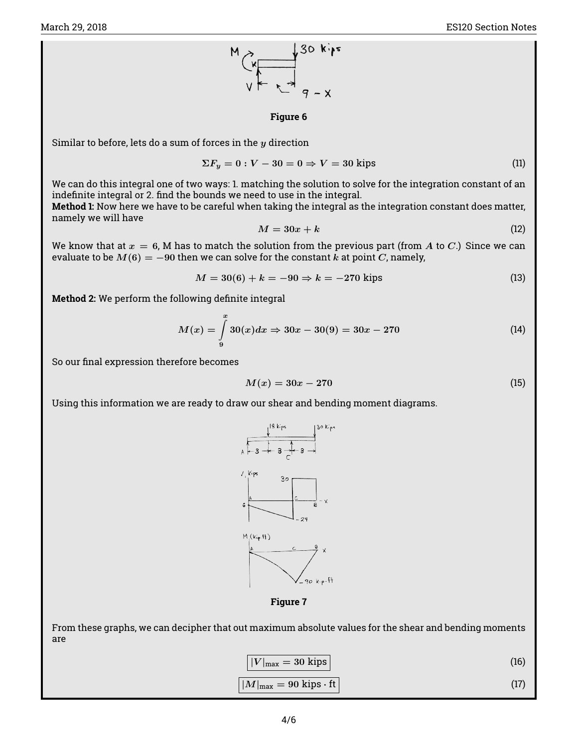**Figure 6**

Similar to before, lets do a sum of forces in the $y$ direction

$$\Sigma F_y = 0 : V - 30 = 0 \Rightarrow V = 30 \text{ kips} \tag{11}$$

We can do this integral one of two ways: 1. matching the solution to solve for the integration constant of an indefinite integral or 2. find the bounds we need to use in the integral.

**Method 1:** Now here we have to be careful when taking the integral as the integration constant does matter, namely we will have

$$M = 30x + k \tag{12}$$

We know that at $x = 6$, M has to match the solution from the previous part (from $A$ to $C$.) Since we can evaluate to be $M(6) = -90$ then we can solve for the constant $k$ at point $C$, namely,

$$M = 30(6) + k = -90 \Rightarrow k = -270 \text{ kips} \tag{13}$$

**Method 2:** We perform the following definite integral

$$M(x) = \int_9^x 30(x)dx \Rightarrow 30x - 30(9) = 30x - 270 \tag{14}$$

So our final expression therefore becomes

$$M(x) = 30x - 270 \tag{15}$$

Using this information we are ready to draw our shear and bending moment diagrams.

**Figure 7**

From these graphs, we can decipher that out maximum absolute values for the shear and bending moments are

$$\boxed{|V|_{\text{max}} = 30 \text{ kips}} \tag{16}$$

$$\boxed{|M|_{\text{max}} = 90 \text{ kips} \cdot \text{ft}} \tag{17}$$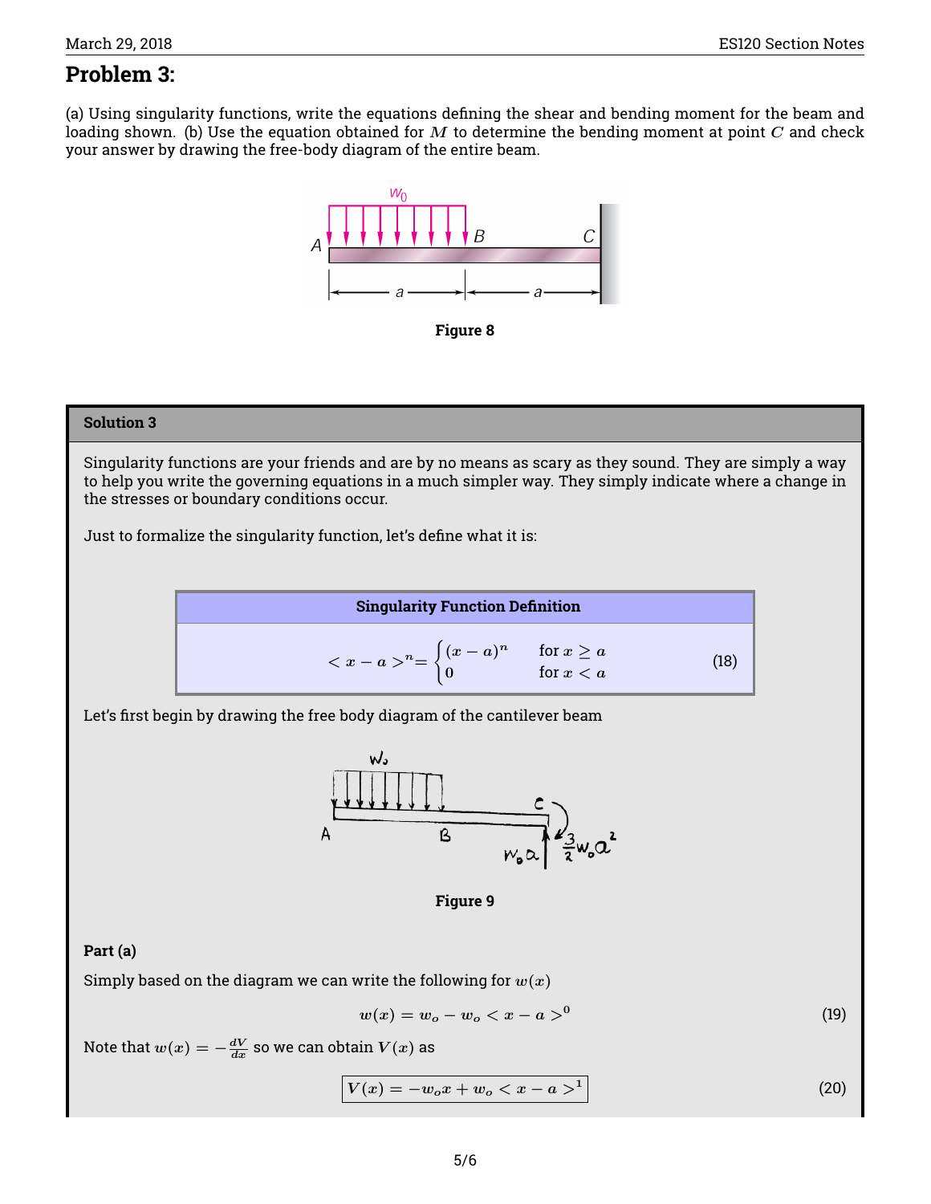## Problem 3:

(a) Using singularity functions, write the equations defining the shear and bending moment for the beam and loading shown. (b) Use the equation obtained for $M$ to determine the bending moment at point $C$ and check your answer by drawing the free-body diagram of the entire beam.

Figure 8

### Solution 3

Singularity functions are your friends and are by no means as scary as they sound. They are simply a way to help you write the governing equations in a much simpler way. They simply indicate where a change in the stresses or boundary conditions occur.

Just to formalize the singularity function, let's define what it is:

**Singularity Function Definition**

$$< x - a >^n = \begin{cases} (x-a)^n & \text{for } x \geq a \\ 0 & \text{for } x < a \end{cases} \tag{18}$$

Let's first begin by drawing the free body diagram of the cantilever beam

Figure 9

**Part (a)**

Simply based on the diagram we can write the following for $w(x)$

$$w(x) = w_o - w_o < x - a >^0 \tag{19}$$

Note that $w(x) = -\frac{dV}{dx}$ so we can obtain $V(x)$ as

$$\boxed{V(x) = -w_o x + w_o < x - a >^1} \tag{20}$$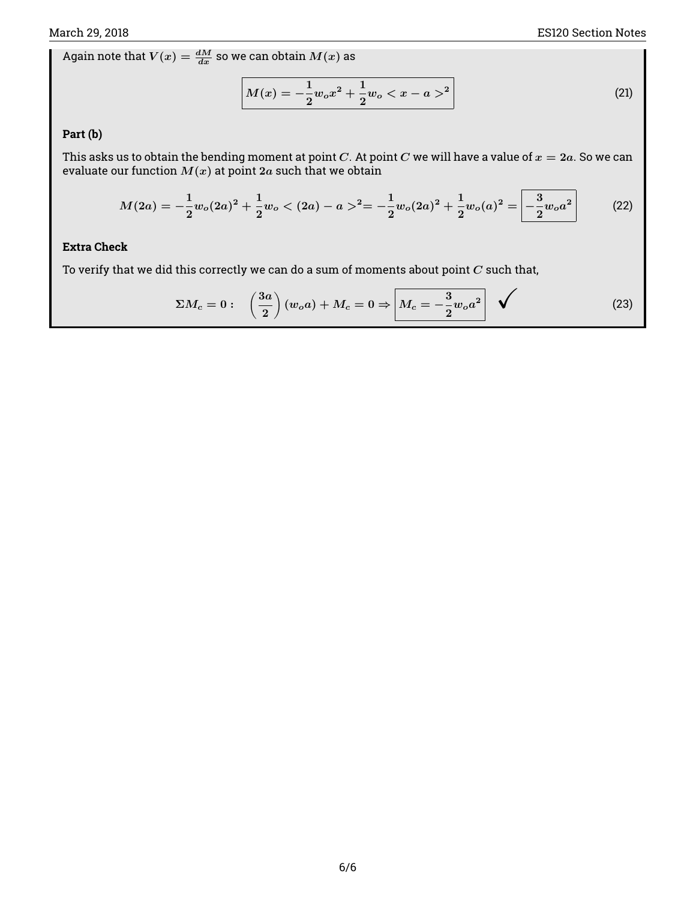Again note that $V(x) = \frac{dM}{dx}$ so we can obtain $M(x)$ as

$$\boxed{M(x) = -\frac{1}{2}w_o x^2 + \frac{1}{2}w_o < x - a >^2} \tag{21}$$

**Part (b)**

This asks us to obtain the bending moment at point $C$. At point $C$ we will have a value of $x = 2a$. So we can evaluate our function $M(x)$ at point $2a$ such that we obtain

$$M(2a) = -\frac{1}{2}w_o(2a)^2 + \frac{1}{2}w_o < (2a) - a >^2 = -\frac{1}{2}w_o(2a)^2 + \frac{1}{2}w_o(a)^2 = \boxed{-\frac{3}{2}w_o a^2} \tag{22}$$

**Extra Check**

To verify that we did this correctly we can do a sum of moments about point $C$ such that,

$$\Sigma M_c = 0: \quad \left(\frac{3a}{2}\right)(w_o a) + M_c = 0 \Rightarrow \boxed{M_c = -\frac{3}{2}w_o a^2} \quad \checkmark \tag{23}$$